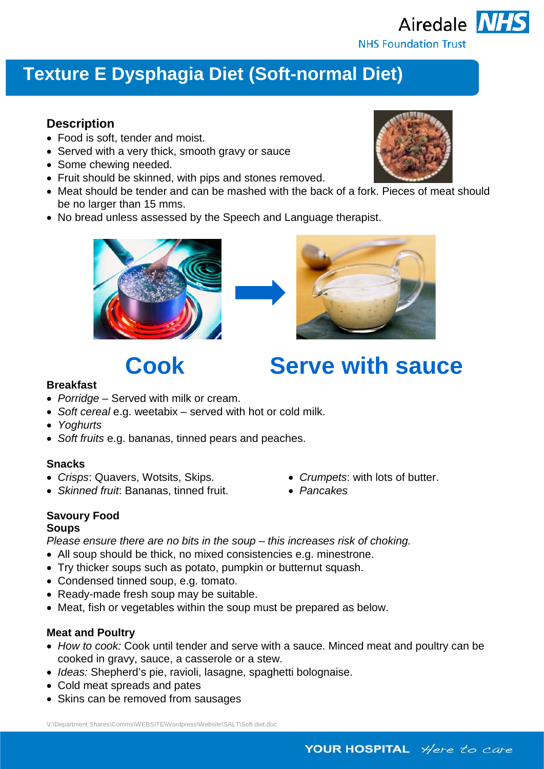# Texture E Dysphagia Diet (Soft-normal Diet)

## Description

- Food is soft, tender and moist.
- Served with a very thick, smooth gravy or sauce
- Some chewing needed.
- Fruit should be skinned, with pips and stones removed.
- Meat should be tender and can be mashed with the back of a fork. Pieces of meat should be no larger than 15 mms.
- No bread unless assessed by the Speech and Language therapist.

**Cook** → **Serve with sauce**

### Breakfast

- *Porridge* – Served with milk or cream.
- *Soft cereal* e.g. weetabix – served with hot or cold milk.
- *Yoghurts*
- *Soft fruits* e.g. bananas, tinned pears and peaches.

### Snacks

- *Crisps*: Quavers, Wotsits, Skips.
- *Skinned fruit*: Bananas, tinned fruit.
- *Crumpets*: with lots of butter.
- *Pancakes*

### Savoury Food

#### Soups

*Please ensure there are no bits in the soup – this increases risk of choking.*

- All soup should be thick, no mixed consistencies e.g. minestrone.
- Try thicker soups such as potato, pumpkin or butternut squash.
- Condensed tinned soup, e.g. tomato.
- Ready-made fresh soup may be suitable.
- Meat, fish or vegetables within the soup must be prepared as below.

### Meat and Poultry

- *How to cook:* Cook until tender and serve with a sauce. Minced meat and poultry can be cooked in gravy, sauce, a casserole or a stew.
- *Ideas:* Shepherd's pie, ravioli, lasagne, spaghetti bolognaise.
- Cold meat spreads and pates
- Skins can be removed from sausages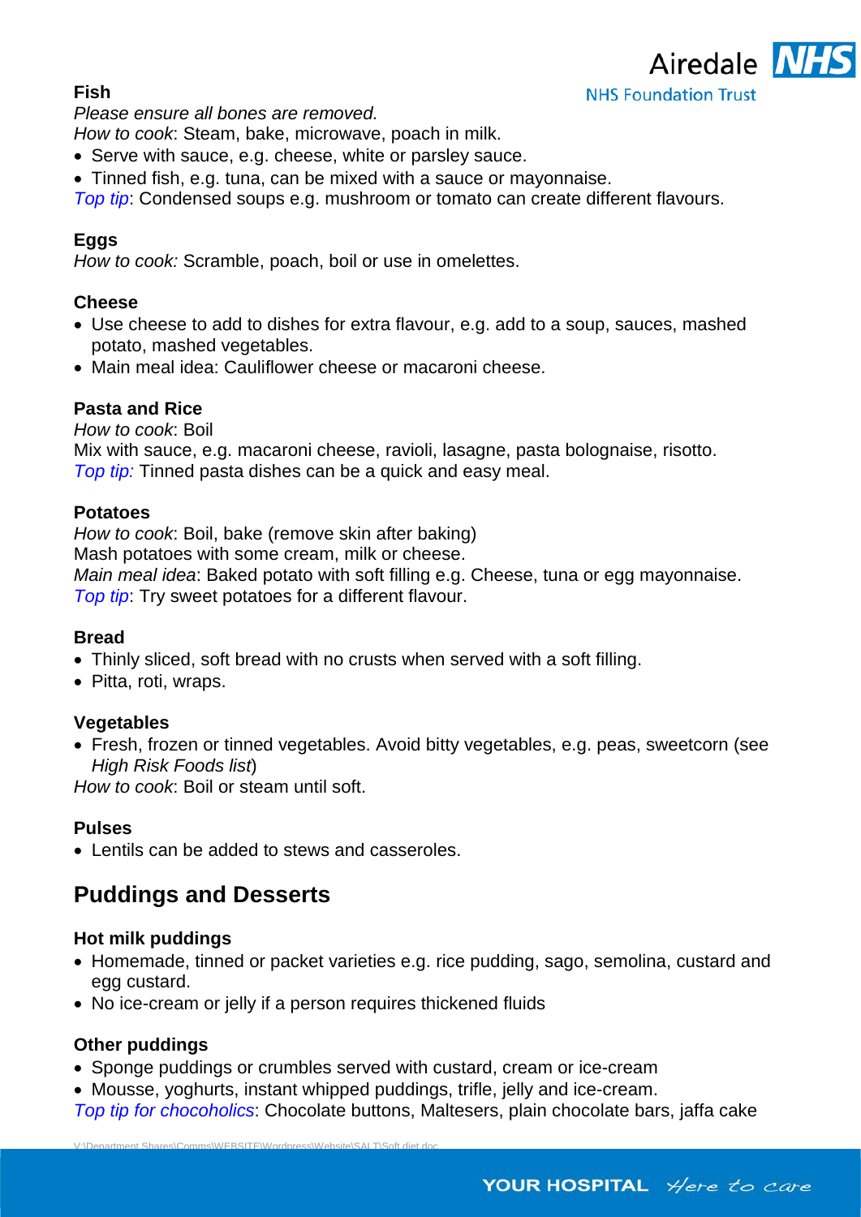### Fish

*Please ensure all bones are removed.*

*How to cook*: Steam, bake, microwave, poach in milk.

- Serve with sauce, e.g. cheese, white or parsley sauce.
- Tinned fish, e.g. tuna, can be mixed with a sauce or mayonnaise.

*Top tip*: Condensed soups e.g. mushroom or tomato can create different flavours.

### Eggs

*How to cook:* Scramble, poach, boil or use in omelettes.

### Cheese

- Use cheese to add to dishes for extra flavour, e.g. add to a soup, sauces, mashed potato, mashed vegetables.
- Main meal idea: Cauliflower cheese or macaroni cheese.

### Pasta and Rice

*How to cook*: Boil

Mix with sauce, e.g. macaroni cheese, ravioli, lasagne, pasta bolognaise, risotto.

*Top tip:* Tinned pasta dishes can be a quick and easy meal.

### Potatoes

*How to cook*: Boil, bake (remove skin after baking)

Mash potatoes with some cream, milk or cheese.

*Main meal idea*: Baked potato with soft filling e.g. Cheese, tuna or egg mayonnaise.

*Top tip*: Try sweet potatoes for a different flavour.

### Bread

- Thinly sliced, soft bread with no crusts when served with a soft filling.
- Pitta, roti, wraps.

### Vegetables

- Fresh, frozen or tinned vegetables. Avoid bitty vegetables, e.g. peas, sweetcorn (see *High Risk Foods list*)

*How to cook*: Boil or steam until soft.

### Pulses

- Lentils can be added to stews and casseroles.

## Puddings and Desserts

### Hot milk puddings

- Homemade, tinned or packet varieties e.g. rice pudding, sago, semolina, custard and egg custard.
- No ice-cream or jelly if a person requires thickened fluids

### Other puddings

- Sponge puddings or crumbles served with custard, cream or ice-cream
- Mousse, yoghurts, instant whipped puddings, trifle, jelly and ice-cream.

*Top tip for chocoholics*: Chocolate buttons, Maltesers, plain chocolate bars, jaffa cake